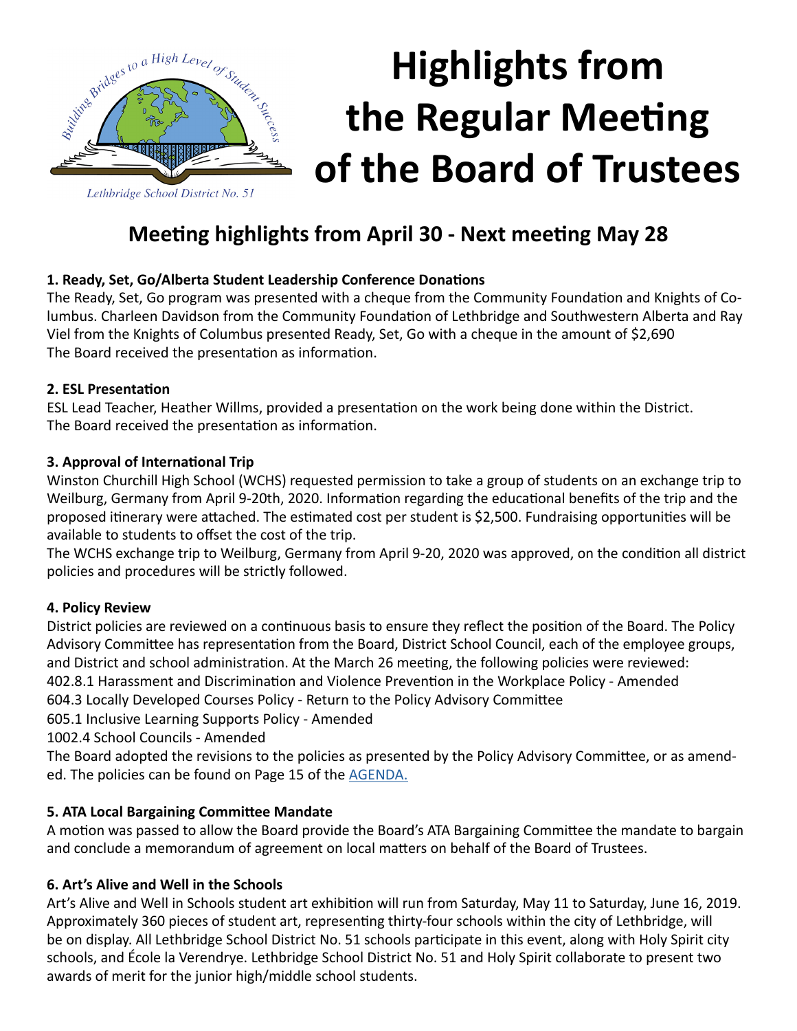# Highlights from the Regular Meeting of the Board of Trustees

Lethbridge School District No. 51

## Meeting highlights from April 30 - Next meeting May 28

**1. Ready, Set, Go/Alberta Student Leadership Conference Donations**

The Ready, Set, Go program was presented with a cheque from the Community Foundation and Knights of Columbus. Charleen Davidson from the Community Foundation of Lethbridge and Southwestern Alberta and Ray Viel from the Knights of Columbus presented Ready, Set, Go with a cheque in the amount of $2,690
The Board received the presentation as information.

**2. ESL Presentation**

ESL Lead Teacher, Heather Willms, provided a presentation on the work being done within the District.
The Board received the presentation as information.

**3. Approval of International Trip**

Winston Churchill High School (WCHS) requested permission to take a group of students on an exchange trip to Weilburg, Germany from April 9-20th, 2020. Information regarding the educational benefits of the trip and the proposed itinerary were attached. The estimated cost per student is $2,500. Fundraising opportunities will be available to students to offset the cost of the trip.
The WCHS exchange trip to Weilburg, Germany from April 9-20, 2020 was approved, on the condition all district policies and procedures will be strictly followed.

**4. Policy Review**

District policies are reviewed on a continuous basis to ensure they reflect the position of the Board. The Policy Advisory Committee has representation from the Board, District School Council, each of the employee groups, and District and school administration. At the March 26 meeting, the following policies were reviewed:
402.8.1 Harassment and Discrimination and Violence Prevention in the Workplace Policy - Amended
604.3 Locally Developed Courses Policy - Return to the Policy Advisory Committee
605.1 Inclusive Learning Supports Policy - Amended
1002.4 School Councils - Amended
The Board adopted the revisions to the policies as presented by the Policy Advisory Committee, or as amended. The policies can be found on Page 15 of the AGENDA.

**5. ATA Local Bargaining Committee Mandate**

A motion was passed to allow the Board provide the Board's ATA Bargaining Committee the mandate to bargain and conclude a memorandum of agreement on local matters on behalf of the Board of Trustees.

**6. Art's Alive and Well in the Schools**

Art's Alive and Well in Schools student art exhibition will run from Saturday, May 11 to Saturday, June 16, 2019. Approximately 360 pieces of student art, representing thirty-four schools within the city of Lethbridge, will be on display. All Lethbridge School District No. 51 schools participate in this event, along with Holy Spirit city schools, and École la Verendrye. Lethbridge School District No. 51 and Holy Spirit collaborate to present two awards of merit for the junior high/middle school students.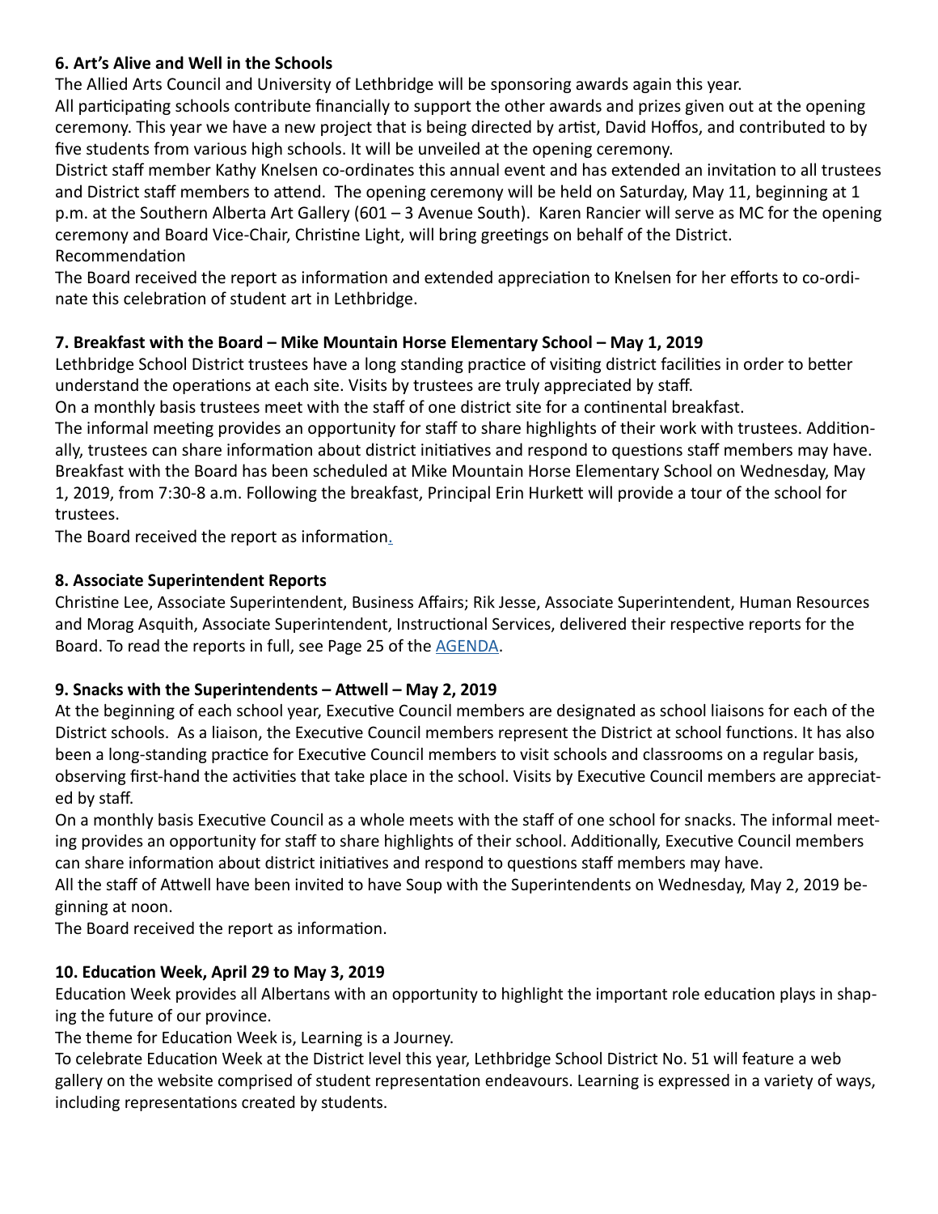**6. Art's Alive and Well in the Schools**

The Allied Arts Council and University of Lethbridge will be sponsoring awards again this year.

All participating schools contribute financially to support the other awards and prizes given out at the opening ceremony. This year we have a new project that is being directed by artist, David Hoffos, and contributed to by five students from various high schools. It will be unveiled at the opening ceremony.

District staff member Kathy Knelsen co-ordinates this annual event and has extended an invitation to all trustees and District staff members to attend. The opening ceremony will be held on Saturday, May 11, beginning at 1 p.m. at the Southern Alberta Art Gallery (601 – 3 Avenue South). Karen Rancier will serve as MC for the opening ceremony and Board Vice-Chair, Christine Light, will bring greetings on behalf of the District.

Recommendation

The Board received the report as information and extended appreciation to Knelsen for her efforts to co-ordinate this celebration of student art in Lethbridge.

**7. Breakfast with the Board – Mike Mountain Horse Elementary School – May 1, 2019**

Lethbridge School District trustees have a long standing practice of visiting district facilities in order to better understand the operations at each site. Visits by trustees are truly appreciated by staff.

On a monthly basis trustees meet with the staff of one district site for a continental breakfast.

The informal meeting provides an opportunity for staff to share highlights of their work with trustees. Additionally, trustees can share information about district initiatives and respond to questions staff members may have.

Breakfast with the Board has been scheduled at Mike Mountain Horse Elementary School on Wednesday, May 1, 2019, from 7:30-8 a.m. Following the breakfast, Principal Erin Hurkett will provide a tour of the school for trustees.

The Board received the report as information.

**8. Associate Superintendent Reports**

Christine Lee, Associate Superintendent, Business Affairs; Rik Jesse, Associate Superintendent, Human Resources and Morag Asquith, Associate Superintendent, Instructional Services, delivered their respective reports for the Board. To read the reports in full, see Page 25 of the AGENDA.

**9. Snacks with the Superintendents – Attwell – May 2, 2019**

At the beginning of each school year, Executive Council members are designated as school liaisons for each of the District schools. As a liaison, the Executive Council members represent the District at school functions. It has also been a long-standing practice for Executive Council members to visit schools and classrooms on a regular basis, observing first-hand the activities that take place in the school. Visits by Executive Council members are appreciated by staff.

On a monthly basis Executive Council as a whole meets with the staff of one school for snacks. The informal meeting provides an opportunity for staff to share highlights of their school. Additionally, Executive Council members can share information about district initiatives and respond to questions staff members may have.

All the staff of Attwell have been invited to have Soup with the Superintendents on Wednesday, May 2, 2019 beginning at noon.

The Board received the report as information.

**10. Education Week, April 29 to May 3, 2019**

Education Week provides all Albertans with an opportunity to highlight the important role education plays in shaping the future of our province.

The theme for Education Week is, Learning is a Journey.

To celebrate Education Week at the District level this year, Lethbridge School District No. 51 will feature a web gallery on the website comprised of student representation endeavours. Learning is expressed in a variety of ways, including representations created by students.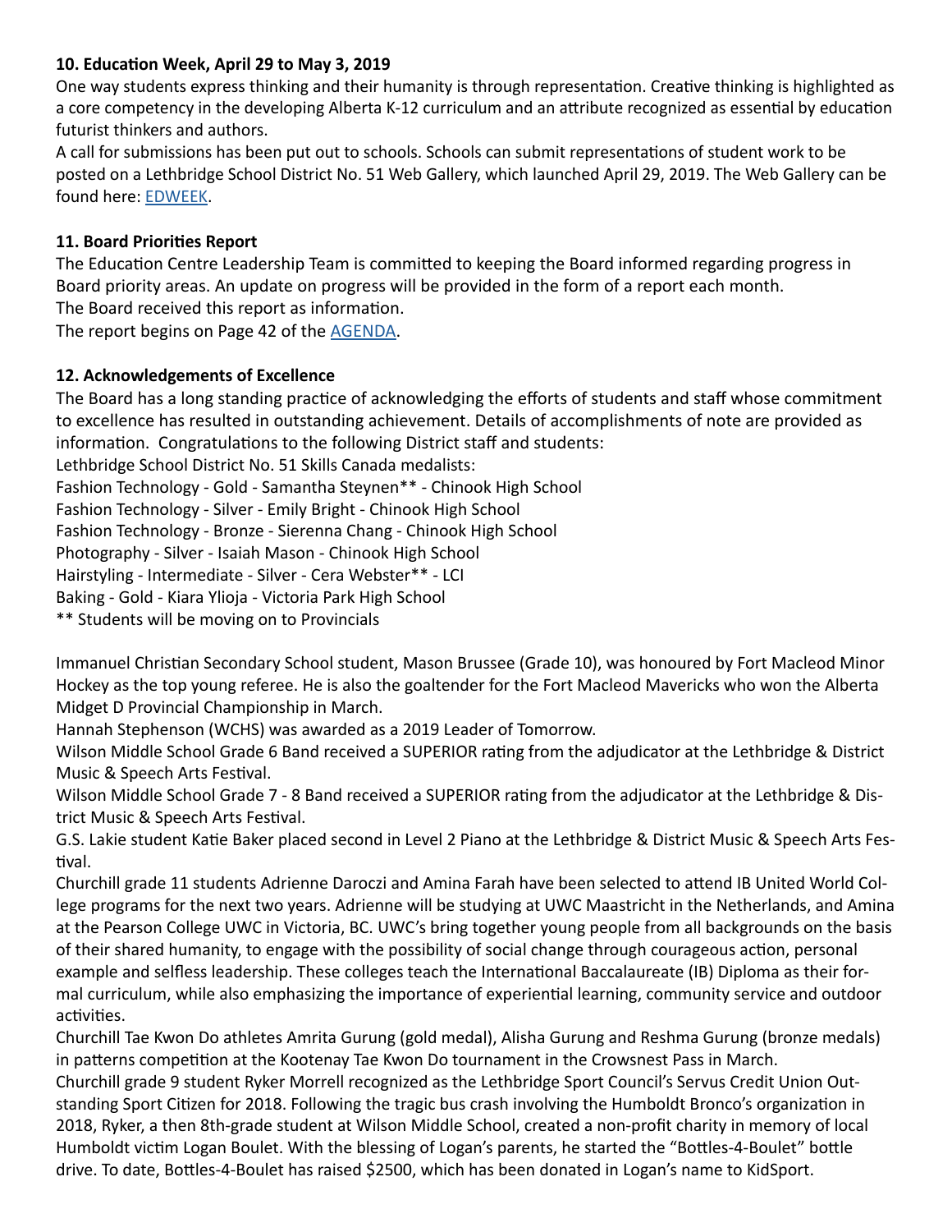**10. Education Week, April 29 to May 3, 2019**

One way students express thinking and their humanity is through representation. Creative thinking is highlighted as a core competency in the developing Alberta K-12 curriculum and an attribute recognized as essential by education futurist thinkers and authors.

A call for submissions has been put out to schools. Schools can submit representations of student work to be posted on a Lethbridge School District No. 51 Web Gallery, which launched April 29, 2019. The Web Gallery can be found here: EDWEEK.

**11. Board Priorities Report**

The Education Centre Leadership Team is committed to keeping the Board informed regarding progress in Board priority areas. An update on progress will be provided in the form of a report each month.

The Board received this report as information.

The report begins on Page 42 of the AGENDA.

**12. Acknowledgements of Excellence**

The Board has a long standing practice of acknowledging the efforts of students and staff whose commitment to excellence has resulted in outstanding achievement. Details of accomplishments of note are provided as information. Congratulations to the following District staff and students:

Lethbridge School District No. 51 Skills Canada medalists:

Fashion Technology - Gold - Samantha Steynen** - Chinook High School
Fashion Technology - Silver - Emily Bright - Chinook High School
Fashion Technology - Bronze - Sierenna Chang - Chinook High School
Photography - Silver - Isaiah Mason - Chinook High School
Hairstyling - Intermediate - Silver - Cera Webster** - LCI
Baking - Gold - Kiara Ylioja - Victoria Park High School
** Students will be moving on to Provincials

Immanuel Christian Secondary School student, Mason Brussee (Grade 10), was honoured by Fort Macleod Minor Hockey as the top young referee. He is also the goaltender for the Fort Macleod Mavericks who won the Alberta Midget D Provincial Championship in March.

Hannah Stephenson (WCHS) was awarded as a 2019 Leader of Tomorrow.

Wilson Middle School Grade 6 Band received a SUPERIOR rating from the adjudicator at the Lethbridge & District Music & Speech Arts Festival.

Wilson Middle School Grade 7 - 8 Band received a SUPERIOR rating from the adjudicator at the Lethbridge & District Music & Speech Arts Festival.

G.S. Lakie student Katie Baker placed second in Level 2 Piano at the Lethbridge & District Music & Speech Arts Festival.

Churchill grade 11 students Adrienne Daroczi and Amina Farah have been selected to attend IB United World College programs for the next two years. Adrienne will be studying at UWC Maastricht in the Netherlands, and Amina at the Pearson College UWC in Victoria, BC. UWC's bring together young people from all backgrounds on the basis of their shared humanity, to engage with the possibility of social change through courageous action, personal example and selfless leadership. These colleges teach the International Baccalaureate (IB) Diploma as their formal curriculum, while also emphasizing the importance of experiential learning, community service and outdoor activities.

Churchill Tae Kwon Do athletes Amrita Gurung (gold medal), Alisha Gurung and Reshma Gurung (bronze medals) in patterns competition at the Kootenay Tae Kwon Do tournament in the Crowsnest Pass in March.

Churchill grade 9 student Ryker Morrell recognized as the Lethbridge Sport Council's Servus Credit Union Outstanding Sport Citizen for 2018. Following the tragic bus crash involving the Humboldt Bronco's organization in 2018, Ryker, a then 8th-grade student at Wilson Middle School, created a non-profit charity in memory of local Humboldt victim Logan Boulet. With the blessing of Logan's parents, he started the "Bottles-4-Boulet" bottle drive. To date, Bottles-4-Boulet has raised $2500, which has been donated in Logan's name to KidSport.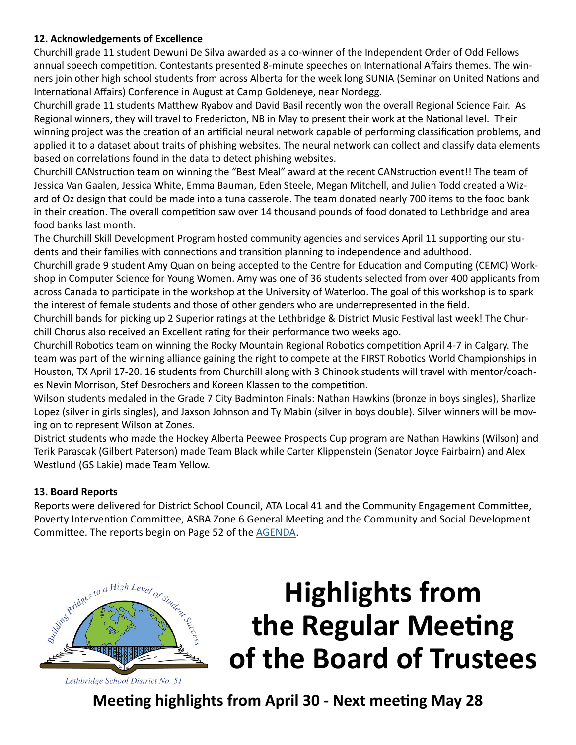**12. Acknowledgements of Excellence**

Churchill grade 11 student Dewuni De Silva awarded as a co-winner of the Independent Order of Odd Fellows annual speech competition. Contestants presented 8-minute speeches on International Affairs themes. The winners join other high school students from across Alberta for the week long SUNIA (Seminar on United Nations and International Affairs) Conference in August at Camp Goldeneye, near Nordegg.

Churchill grade 11 students Matthew Ryabov and David Basil recently won the overall Regional Science Fair. As Regional winners, they will travel to Fredericton, NB in May to present their work at the National level. Their winning project was the creation of an artificial neural network capable of performing classification problems, and applied it to a dataset about traits of phishing websites. The neural network can collect and classify data elements based on correlations found in the data to detect phishing websites.

Churchill CANstruction team on winning the "Best Meal" award at the recent CANstruction event!! The team of Jessica Van Gaalen, Jessica White, Emma Bauman, Eden Steele, Megan Mitchell, and Julien Todd created a Wizard of Oz design that could be made into a tuna casserole. The team donated nearly 700 items to the food bank in their creation. The overall competition saw over 14 thousand pounds of food donated to Lethbridge and area food banks last month.

The Churchill Skill Development Program hosted community agencies and services April 11 supporting our students and their families with connections and transition planning to independence and adulthood.

Churchill grade 9 student Amy Quan on being accepted to the Centre for Education and Computing (CEMC) Workshop in Computer Science for Young Women. Amy was one of 36 students selected from over 400 applicants from across Canada to participate in the workshop at the University of Waterloo. The goal of this workshop is to spark the interest of female students and those of other genders who are underrepresented in the field.

Churchill bands for picking up 2 Superior ratings at the Lethbridge & District Music Festival last week! The Churchill Chorus also received an Excellent rating for their performance two weeks ago.

Churchill Robotics team on winning the Rocky Mountain Regional Robotics competition April 4-7 in Calgary. The team was part of the winning alliance gaining the right to compete at the FIRST Robotics World Championships in Houston, TX April 17-20. 16 students from Churchill along with 3 Chinook students will travel with mentor/coaches Nevin Morrison, Stef Desrochers and Koreen Klassen to the competition.

Wilson students medaled in the Grade 7 City Badminton Finals: Nathan Hawkins (bronze in boys singles), Sharlize Lopez (silver in girls singles), and Jaxson Johnson and Ty Mabin (silver in boys double). Silver winners will be moving on to represent Wilson at Zones.

District students who made the Hockey Alberta Peewee Prospects Cup program are Nathan Hawkins (Wilson) and Terik Parascak (Gilbert Paterson) made Team Black while Carter Klippenstein (Senator Joyce Fairbairn) and Alex Westlund (GS Lakie) made Team Yellow.

**13. Board Reports**

Reports were delivered for District School Council, ATA Local 41 and the Community Engagement Committee, Poverty Intervention Committee, ASBA Zone 6 General Meeting and the Community and Social Development Committee. The reports begin on Page 52 of the AGENDA.

Building Bridges to a High Level of Student Success

Lethbridge School District No. 51

# Highlights from the Regular Meeting of the Board of Trustees

## Meeting highlights from April 30 - Next meeting May 28